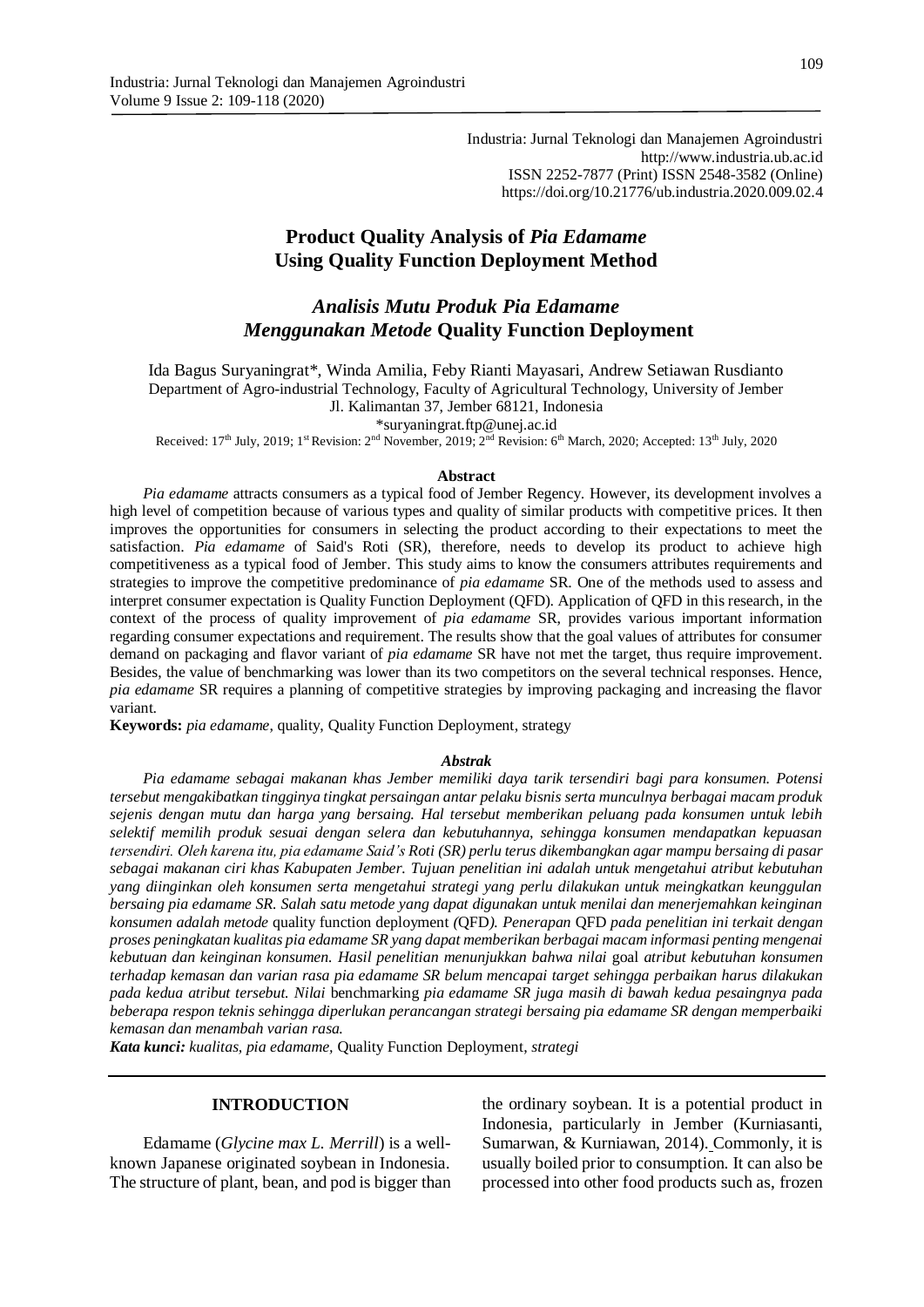Industria: Jurnal Teknologi dan Manajemen Agroindustri
http://www.industria.ub.ac.id
ISSN 2252-7877 (Print) ISSN 2548-3582 (Online)
https://doi.org/10.21776/ub.industria.2020.009.02.4

# Product Quality Analysis of *Pia Edamame* Using Quality Function Deployment Method

# *Analisis Mutu Produk Pia Edamame Menggunakan Metode* Quality Function Deployment

Ida Bagus Suryaningrat*, Winda Amilia, Feby Rianti Mayasari, Andrew Setiawan Rusdianto
Department of Agro-industrial Technology, Faculty of Agricultural Technology, University of Jember
Jl. Kalimantan 37, Jember 68121, Indonesia
*suryaningrat.ftp@unej.ac.id

Received: 17th July, 2019; 1st Revision: 2nd November, 2019; 2nd Revision: 6th March, 2020; Accepted: 13th July, 2020

## Abstract

*Pia edamame* attracts consumers as a typical food of Jember Regency. However, its development involves a high level of competition because of various types and quality of similar products with competitive prices. It then improves the opportunities for consumers in selecting the product according to their expectations to meet the satisfaction. *Pia edamame* of Said's Roti (SR), therefore, needs to develop its product to achieve high competitiveness as a typical food of Jember. This study aims to know the consumers attributes requirements and strategies to improve the competitive predominance of *pia edamame* SR. One of the methods used to assess and interpret consumer expectation is Quality Function Deployment (QFD). Application of QFD in this research, in the context of the process of quality improvement of *pia edamame* SR, provides various important information regarding consumer expectations and requirement. The results show that the goal values of attributes for consumer demand on packaging and flavor variant of *pia edamame* SR have not met the target, thus require improvement. Besides, the value of benchmarking was lower than its two competitors on the several technical responses. Hence, *pia edamame* SR requires a planning of competitive strategies by improving packaging and increasing the flavor variant.

**Keywords:** *pia edamame*, quality, Quality Function Deployment, strategy

## *Abstrak*

*Pia edamame sebagai makanan khas Jember memiliki daya tarik tersendiri bagi para konsumen. Potensi tersebut mengakibatkan tingginya tingkat persaingan antar pelaku bisnis serta munculnya berbagai macam produk sejenis dengan mutu dan harga yang bersaing. Hal tersebut memberikan peluang pada konsumen untuk lebih selektif memilih produk sesuai dengan selera dan kebutuhannya, sehingga konsumen mendapatkan kepuasan tersendiri. Oleh karena itu, pia edamame Said's Roti (SR) perlu terus dikembangkan agar mampu bersaing di pasar sebagai makanan ciri khas Kabupaten Jember. Tujuan penelitian ini adalah untuk mengetahui atribut kebutuhan yang diinginkan oleh konsumen serta mengetahui strategi yang perlu dilakukan untuk meingkatkan keunggulan bersaing pia edamame SR. Salah satu metode yang dapat digunakan untuk menilai dan menerjemahkan keinginan konsumen adalah metode* quality function deployment *(*QFD*). Penerapan* QFD *pada penelitian ini terkait dengan proses peningkatan kualitas pia edamame SR yang dapat memberikan berbagai macam informasi penting mengenai kebutuan dan keinginan konsumen. Hasil penelitian menunjukkan bahwa nilai* goal *atribut kebutuhan konsumen terhadap kemasan dan varian rasa pia edamame SR belum mencapai target sehingga perbaikan harus dilakukan pada kedua atribut tersebut. Nilai* benchmarking *pia edamame SR juga masih di bawah kedua pesaingnya pada beberapa respon teknis sehingga diperlukan perancangan strategi bersaing pia edamame SR dengan memperbaiki kemasan dan menambah varian rasa.*

***Kata kunci:*** *kualitas, pia edamame,* Quality Function Deployment, *strategi*

## INTRODUCTION

Edamame (*Glycine max L. Merrill*) is a well-known Japanese originated soybean in Indonesia. The structure of plant, bean, and pod is bigger than the ordinary soybean. It is a potential product in Indonesia, particularly in Jember (Kurniasanti, Sumarwan, & Kurniawan, 2014). Commonly, it is usually boiled prior to consumption. It can also be processed into other food products such as, frozen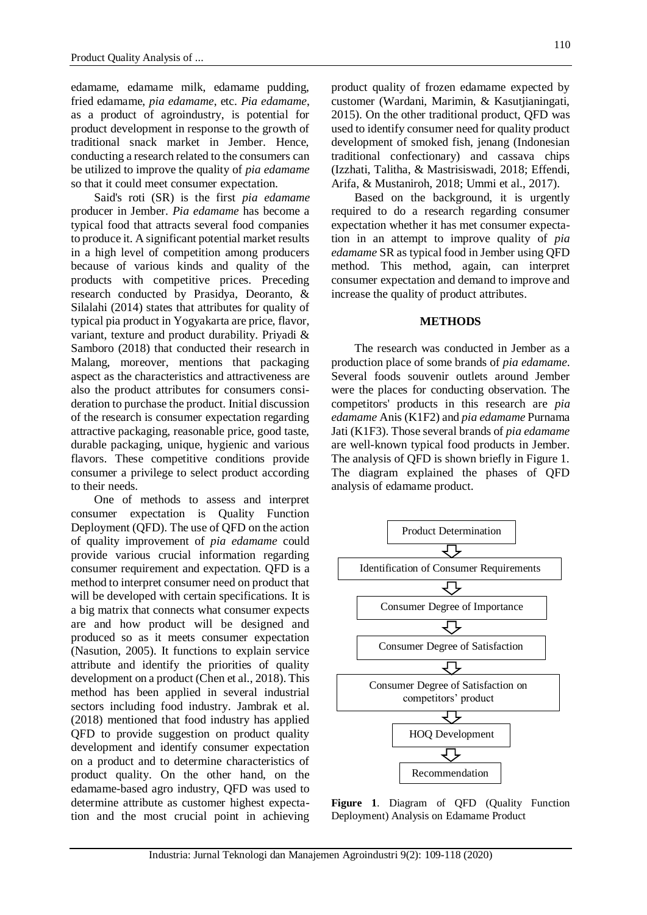edamame, edamame milk, edamame pudding, fried edamame, *pia edamame*, etc. *Pia edamame*, as a product of agroindustry, is potential for product development in response to the growth of traditional snack market in Jember. Hence, conducting a research related to the consumers can be utilized to improve the quality of *pia edamame* so that it could meet consumer expectation.

Said's roti (SR) is the first *pia edamame* producer in Jember. *Pia edamame* has become a typical food that attracts several food companies to produce it. A significant potential market results in a high level of competition among producers because of various kinds and quality of the products with competitive prices. Preceding research conducted by Prasidya, Deoranto, & Silalahi (2014) states that attributes for quality of typical pia product in Yogyakarta are price, flavor, variant, texture and product durability. Priyadi & Samboro (2018) that conducted their research in Malang, moreover, mentions that packaging aspect as the characteristics and attractiveness are also the product attributes for consumers consideration to purchase the product. Initial discussion of the research is consumer expectation regarding attractive packaging, reasonable price, good taste, durable packaging, unique, hygienic and various flavors. These competitive conditions provide consumer a privilege to select product according to their needs.

One of methods to assess and interpret consumer expectation is Quality Function Deployment (QFD). The use of QFD on the action of quality improvement of *pia edamame* could provide various crucial information regarding consumer requirement and expectation. QFD is a method to interpret consumer need on product that will be developed with certain specifications. It is a big matrix that connects what consumer expects are and how product will be designed and produced so as it meets consumer expectation (Nasution, 2005). It functions to explain service attribute and identify the priorities of quality development on a product (Chen et al., 2018). This method has been applied in several industrial sectors including food industry. Jambrak et al. (2018) mentioned that food industry has applied QFD to provide suggestion on product quality development and identify consumer expectation on a product and to determine characteristics of product quality. On the other hand, on the edamame-based agro industry, QFD was used to determine attribute as customer highest expectation and the most crucial point in achieving product quality of frozen edamame expected by customer (Wardani, Marimin, & Kasutjianingati, 2015). On the other traditional product, QFD was used to identify consumer need for quality product development of smoked fish, jenang (Indonesian traditional confectionary) and cassava chips (Izzhati, Talitha, & Mastrisiswadi, 2018; Effendi, Arifa, & Mustaniroh, 2018; Ummi et al., 2017).

Based on the background, it is urgently required to do a research regarding consumer expectation whether it has met consumer expectation in an attempt to improve quality of *pia edamame* SR as typical food in Jember using QFD method. This method, again, can interpret consumer expectation and demand to improve and increase the quality of product attributes.

## METHODS

The research was conducted in Jember as a production place of some brands of *pia edamame*. Several foods souvenir outlets around Jember were the places for conducting observation. The competitors' products in this research are *pia edamame* Anis (K1F2) and *pia edamame* Purnama Jati (K1F3). Those several brands of *pia edamame* are well-known typical food products in Jember. The analysis of QFD is shown briefly in Figure 1. The diagram explained the phases of QFD analysis of edamame product.

Product Determination
⇩
Identification of Consumer Requirements
⇩
Consumer Degree of Importance
⇩
Consumer Degree of Satisfaction
⇩
Consumer Degree of Satisfaction on competitors' product
⇩
HOQ Development
⇩
Recommendation

**Figure 1**. Diagram of QFD (Quality Function Deployment) Analysis on Edamame Product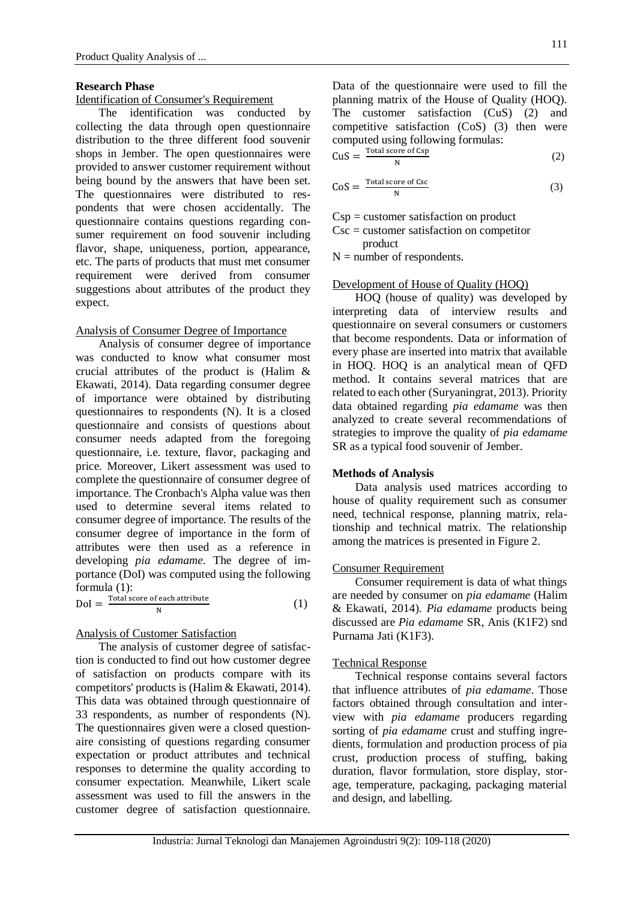**Research Phase**

Identification of Consumer's Requirement

The identification was conducted by collecting the data through open questionnaire distribution to the three different food souvenir shops in Jember. The open questionnaires were provided to answer customer requirement without being bound by the answers that have been set. The questionnaires were distributed to respondents that were chosen accidentally. The questionnaire contains questions regarding consumer requirement on food souvenir including flavor, shape, uniqueness, portion, appearance, etc. The parts of products that must met consumer requirement were derived from consumer suggestions about attributes of the product they expect.

Analysis of Consumer Degree of Importance

Analysis of consumer degree of importance was conducted to know what consumer most crucial attributes of the product is (Halim & Ekawati, 2014). Data regarding consumer degree of importance were obtained by distributing questionnaires to respondents (N). It is a closed questionnaire and consists of questions about consumer needs adapted from the foregoing questionnaire, i.e. texture, flavor, packaging and price. Moreover, Likert assessment was used to complete the questionnaire of consumer degree of importance. The Cronbach's Alpha value was then used to determine several items related to consumer degree of importance. The results of the consumer degree of importance in the form of attributes were then used as a reference in developing *pia edamame*. The degree of importance (DoI) was computed using the following formula (1):

$$\mathrm{DoI} = \frac{\text{Total score of each attribute}}{\mathrm{N}} \tag{1}$$

Analysis of Customer Satisfaction

The analysis of customer degree of satisfaction is conducted to find out how customer degree of satisfaction on products compare with its competitors' products is (Halim & Ekawati, 2014). This data was obtained through questionnaire of 33 respondents, as number of respondents (N). The questionnaires given were a closed questionnaire consisting of questions regarding consumer expectation or product attributes and technical responses to determine the quality according to consumer expectation. Meanwhile, Likert scale assessment was used to fill the answers in the customer degree of satisfaction questionnaire. Data of the questionnaire were used to fill the planning matrix of the House of Quality (HOQ). The customer satisfaction (CuS) (2) and competitive satisfaction (CoS) (3) then were computed using following formulas:

$$\mathrm{CuS} = \frac{\text{Total score of Csp}}{\mathrm{N}} \tag{2}$$

$$\mathrm{CoS} = \frac{\text{Total score of Csc}}{\mathrm{N}} \tag{3}$$

Csp = customer satisfaction on product

Csc = customer satisfaction on competitor product

N = number of respondents.

Development of House of Quality (HOQ)

HOQ (house of quality) was developed by interpreting data of interview results and questionnaire on several consumers or customers that become respondents. Data or information of every phase are inserted into matrix that available in HOQ. HOQ is an analytical mean of QFD method. It contains several matrices that are related to each other (Suryaningrat, 2013). Priority data obtained regarding *pia edamame* was then analyzed to create several recommendations of strategies to improve the quality of *pia edamame* SR as a typical food souvenir of Jember.

**Methods of Analysis**

Data analysis used matrices according to house of quality requirement such as consumer need, technical response, planning matrix, relationship and technical matrix. The relationship among the matrices is presented in Figure 2.

Consumer Requirement

Consumer requirement is data of what things are needed by consumer on *pia edamame* (Halim & Ekawati, 2014). *Pia edamame* products being discussed are *Pia edamame* SR, Anis (K1F2) snd Purnama Jati (K1F3).

Technical Response

Technical response contains several factors that influence attributes of *pia edamame*. Those factors obtained through consultation and interview with *pia edamame* producers regarding sorting of *pia edamame* crust and stuffing ingredients, formulation and production process of pia crust, production process of stuffing, baking duration, flavor formulation, store display, storage, temperature, packaging, packaging material and design, and labelling.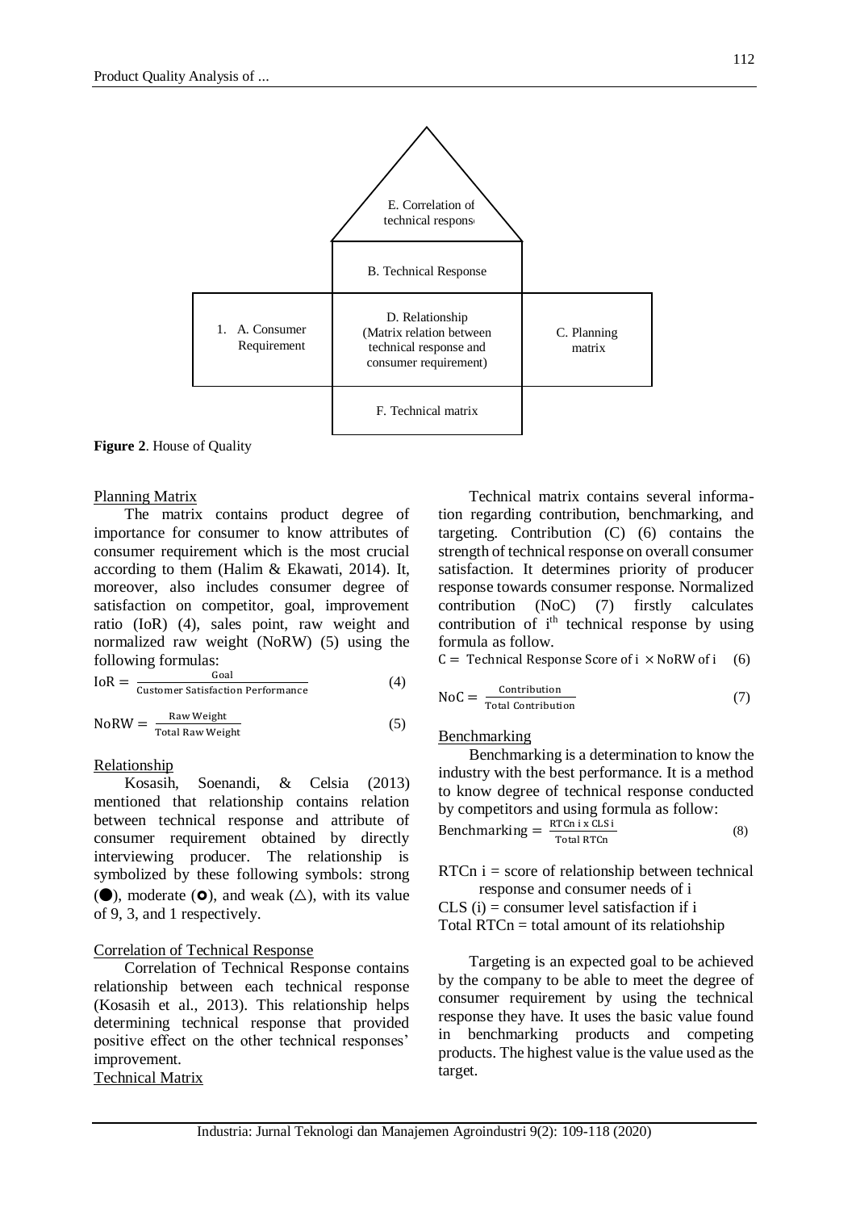E. Correlation of technical response

B. Technical Response

1. A. Consumer Requirement

D. Relationship (Matrix relation between technical response and consumer requirement)

C. Planning matrix

F. Technical matrix

**Figure 2**. House of Quality

Planning Matrix

The matrix contains product degree of importance for consumer to know attributes of consumer requirement which is the most crucial according to them (Halim & Ekawati, 2014). It, moreover, also includes consumer degree of satisfaction on competitor, goal, improvement ratio (IoR) (4), sales point, raw weight and normalized raw weight (NoRW) (5) using the following formulas:

$$\text{IoR} = \frac{\text{Goal}}{\text{Customer Satisfaction Performance}} \quad (4)$$

$$\text{NoRW} = \frac{\text{Raw Weight}}{\text{Total Raw Weight}} \quad (5)$$

Relationship

Kosasih, Soenandi, & Celsia (2013) mentioned that relationship contains relation between technical response and attribute of consumer requirement obtained by directly interviewing producer. The relationship is symbolized by these following symbols: strong (●), moderate (◘), and weak (△), with its value of 9, 3, and 1 respectively.

Correlation of Technical Response

Correlation of Technical Response contains relationship between each technical response (Kosasih et al., 2013). This relationship helps determining technical response that provided positive effect on the other technical responses' improvement.

Technical Matrix

Technical matrix contains several information regarding contribution, benchmarking, and targeting. Contribution (C) (6) contains the strength of technical response on overall consumer satisfaction. It determines priority of producer response towards consumer response. Normalized contribution (NoC) (7) firstly calculates contribution of $i^{th}$ technical response by using formula as follow.

$$C = \text{Technical Response Score of i} \times \text{NoRW of i} \quad (6)$$

$$\text{NoC} = \frac{\text{Contribution}}{\text{Total Contribution}} \quad (7)$$

Benchmarking

Benchmarking is a determination to know the industry with the best performance. It is a method to know degree of technical response conducted by competitors and using formula as follow:

$$\text{Benchmarking} = \frac{\text{RTCn i x CLS i}}{\text{Total RTCn}} \quad (8)$$

RTCn i = score of relationship between technical response and consumer needs of i

CLS (i) = consumer level satisfaction if i

Total RTCn = total amount of its relatiohship

Targeting is an expected goal to be achieved by the company to be able to meet the degree of consumer requirement by using the technical response they have. It uses the basic value found in benchmarking products and competing products. The highest value is the value used as the target.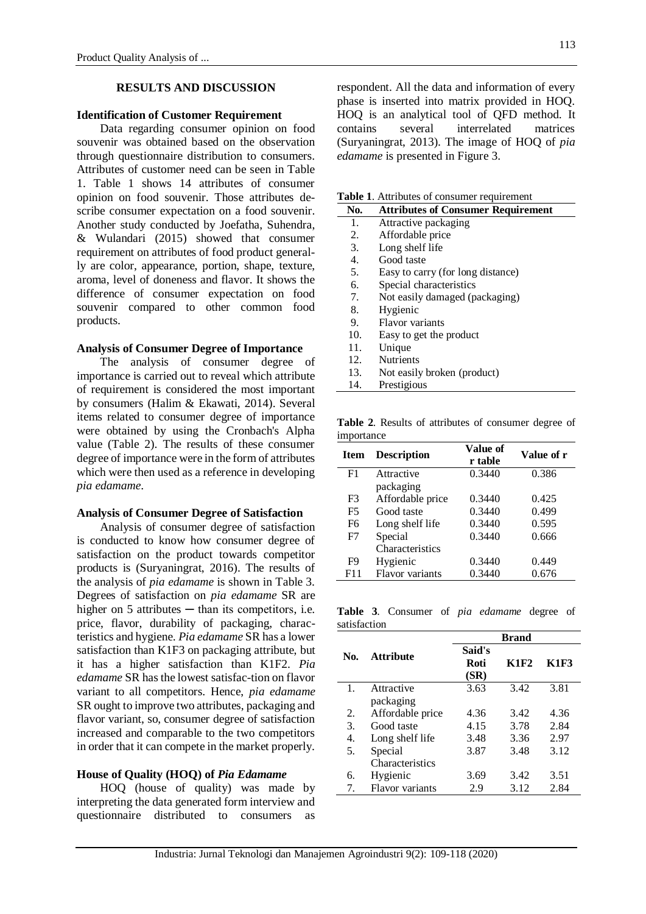## RESULTS AND DISCUSSION

### Identification of Customer Requirement

Data regarding consumer opinion on food souvenir was obtained based on the observation through questionnaire distribution to consumers. Attributes of customer need can be seen in Table 1. Table 1 shows 14 attributes of consumer opinion on food souvenir. Those attributes describe consumer expectation on a food souvenir. Another study conducted by Joefatha, Suhendra, & Wulandari (2015) showed that consumer requirement on attributes of food product generally are color, appearance, portion, shape, texture, aroma, level of doneness and flavor. It shows the difference of consumer expectation on food souvenir compared to other common food products.

### Analysis of Consumer Degree of Importance

The analysis of consumer degree of importance is carried out to reveal which attribute of requirement is considered the most important by consumers (Halim & Ekawati, 2014). Several items related to consumer degree of importance were obtained by using the Cronbach's Alpha value (Table 2). The results of these consumer degree of importance were in the form of attributes which were then used as a reference in developing *pia edamame*.

### Analysis of Consumer Degree of Satisfaction

Analysis of consumer degree of satisfaction is conducted to know how consumer degree of satisfaction on the product towards competitor products is (Suryaningrat, 2016). The results of the analysis of *pia edamame* is shown in Table 3. Degrees of satisfaction on *pia edamame* SR are higher on 5 attributes ─ than its competitors, i.e. price, flavor, durability of packaging, characteristics and hygiene. *Pia edamame* SR has a lower satisfaction than K1F3 on packaging attribute, but it has a higher satisfaction than K1F2. *Pia edamame* SR has the lowest satisfac-tion on flavor variant to all competitors. Hence, *pia edamame* SR ought to improve two attributes, packaging and flavor variant, so, consumer degree of satisfaction increased and comparable to the two competitors in order that it can compete in the market properly.

### House of Quality (HOQ) of *Pia Edamame*

HOQ (house of quality) was made by interpreting the data generated form interview and questionnaire distributed to consumers as respondent. All the data and information of every phase is inserted into matrix provided in HOQ. HOQ is an analytical tool of QFD method. It contains several interrelated matrices (Suryaningrat, 2013). The image of HOQ of *pia edamame* is presented in Figure 3.

**Table 1**. Attributes of consumer requirement

| No. | Attributes of Consumer Requirement |
|---|---|
| 1. | Attractive packaging |
| 2. | Affordable price |
| 3. | Long shelf life |
| 4. | Good taste |
| 5. | Easy to carry (for long distance) |
| 6. | Special characteristics |
| 7. | Not easily damaged (packaging) |
| 8. | Hygienic |
| 9. | Flavor variants |
| 10. | Easy to get the product |
| 11. | Unique |
| 12. | Nutrients |
| 13. | Not easily broken (product) |
| 14. | Prestigious |

**Table 2**. Results of attributes of consumer degree of importance

| Item | Description | Value of r table | Value of r |
|---|---|---|---|
| F1 | Attractive packaging | 0.3440 | 0.386 |
| F3 | Affordable price | 0.3440 | 0.425 |
| F5 | Good taste | 0.3440 | 0.499 |
| F6 | Long shelf life | 0.3440 | 0.595 |
| F7 | Special Characteristics | 0.3440 | 0.666 |
| F9 | Hygienic | 0.3440 | 0.449 |
| F11 | Flavor variants | 0.3440 | 0.676 |

**Table 3**. Consumer of *pia edamame* degree of satisfaction

| No. | Attribute | Brand | | |
|---|---|---|---|---|
| | | Said's Roti (SR) | K1F2 | K1F3 |
| 1. | Attractive packaging | 3.63 | 3.42 | 3.81 |
| 2. | Affordable price | 4.36 | 3.42 | 4.36 |
| 3. | Good taste | 4.15 | 3.78 | 2.84 |
| 4. | Long shelf life | 3.48 | 3.36 | 2.97 |
| 5. | Special Characteristics | 3.87 | 3.48 | 3.12 |
| 6. | Hygienic | 3.69 | 3.42 | 3.51 |
| 7. | Flavor variants | 2.9 | 3.12 | 2.84 |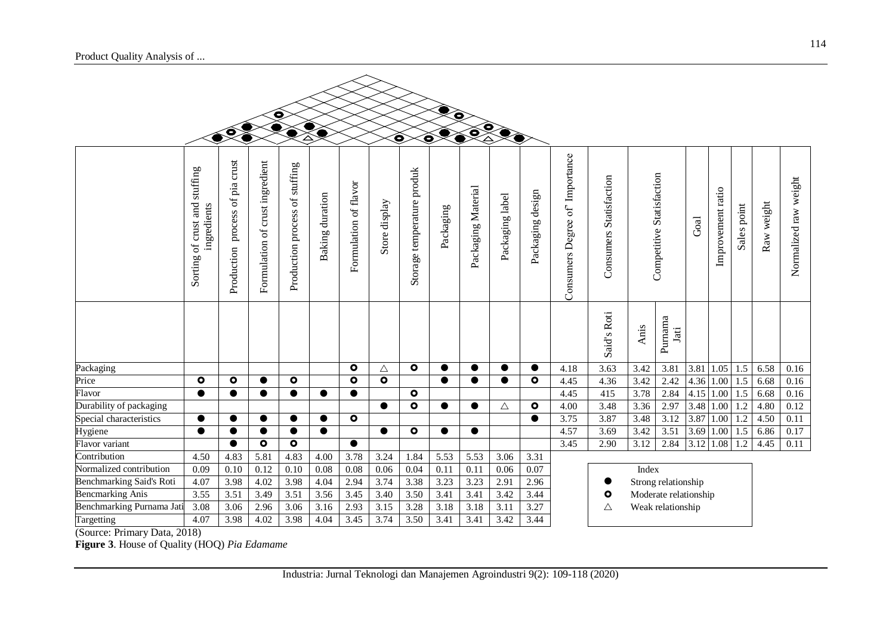| | Sorting of crust and stuffing ingredients | Production process of pia crust | Formulation of crust ingredient | Production process of stuffing | Baking duration | Formulation of flavor | Store display | Storage temperature produk | Packaging | Packaging Material | Packaging label | Packaging design | Consumers Degree of' Importance | Consumers Statisfaction | Competitive Statisfaction | | Goal | Improvement ratio | Sales point | Raw weight | Normalized raw weight |
|---|---|---|---|---|---|---|---|---|---|---|---|---|---|---|---|---|---|---|---|---|---|
| | | | | | | | | | | | | | | Said's Roti | Anis | Purnama Jati | | | | | |
| Packaging | | | | | | ○ | △ | ○ | ● | ● | ● | ● | 4.18 | 3.63 | 3.42 | 3.81 | 3.81 | 1.05 | 1.5 | 6.58 | 0.16 |
| Price | ○ | ○ | ● | ○ | | ○ | ○ | | ● | ● | ● | ○ | 4.45 | 4.36 | 3.42 | 2.42 | 4.36 | 1.00 | 1.5 | 6.68 | 0.16 |
| Flavor | ● | ● | ● | ● | ● | ● | | ○ | | | | | 4.45 | 415 | 3.78 | 2.84 | 4.15 | 1.00 | 1.5 | 6.68 | 0.16 |
| Durability of packaging | | | | | | | ● | ○ | ● | ● | △ | ○ | 4.00 | 3.48 | 3.36 | 2.97 | 3.48 | 1.00 | 1.2 | 4.80 | 0.12 |
| Special characteristics | ● | ● | ● | ● | ● | ○ | | | | | | ● | 3.75 | 3.87 | 3.48 | 3.12 | 3.87 | 1.00 | 1.2 | 4.50 | 0.11 |
| Hygiene | ● | ● | ● | ● | ● | | ● | ○ | ● | ● | | | 4.57 | 3.69 | 3.42 | 3.51 | 3.69 | 1.00 | 1.5 | 6.86 | 0.17 |
| Flavor variant | | ● | ○ | ○ | | ● | | | | | | | 3.45 | 2.90 | 3.12 | 2.84 | 3.12 | 1.08 | 1.2 | 4.45 | 0.11 |
| Contribution | 4.50 | 4.83 | 5.81 | 4.83 | 4.00 | 3.78 | 3.24 | 1.84 | 5.53 | 5.53 | 3.06 | 3.31 | | | | | | | | | |
| Normalized contribution | 0.09 | 0.10 | 0.12 | 0.10 | 0.08 | 0.08 | 0.06 | 0.04 | 0.11 | 0.11 | 0.06 | 0.07 | | | | | | | | | |
| Benchmarking Said's Roti | 4.07 | 3.98 | 4.02 | 3.98 | 4.04 | 2.94 | 3.74 | 3.38 | 3.23 | 3.23 | 2.91 | 2.96 | | | | | | | | | |
| Bencmarking Anis | 3.55 | 3.51 | 3.49 | 3.51 | 3.56 | 3.45 | 3.40 | 3.50 | 3.41 | 3.41 | 3.42 | 3.44 | | | | | | | | | |
| Benchmarking Purnama Jati | 3.08 | 3.06 | 2.96 | 3.06 | 3.16 | 2.93 | 3.15 | 3.28 | 3.18 | 3.18 | 3.11 | 3.27 | | | | | | | | | |
| Targetting | 4.07 | 3.98 | 4.02 | 3.98 | 4.04 | 3.45 | 3.74 | 3.50 | 3.41 | 3.41 | 3.42 | 3.44 | | | | | | | | | |

Index
- ● Strong relationship
- ○ Moderate relationship
- △ Weak relationship

(Source: Primary Data, 2018)

**Figure 3**. House of Quality (HOQ) *Pia Edamame*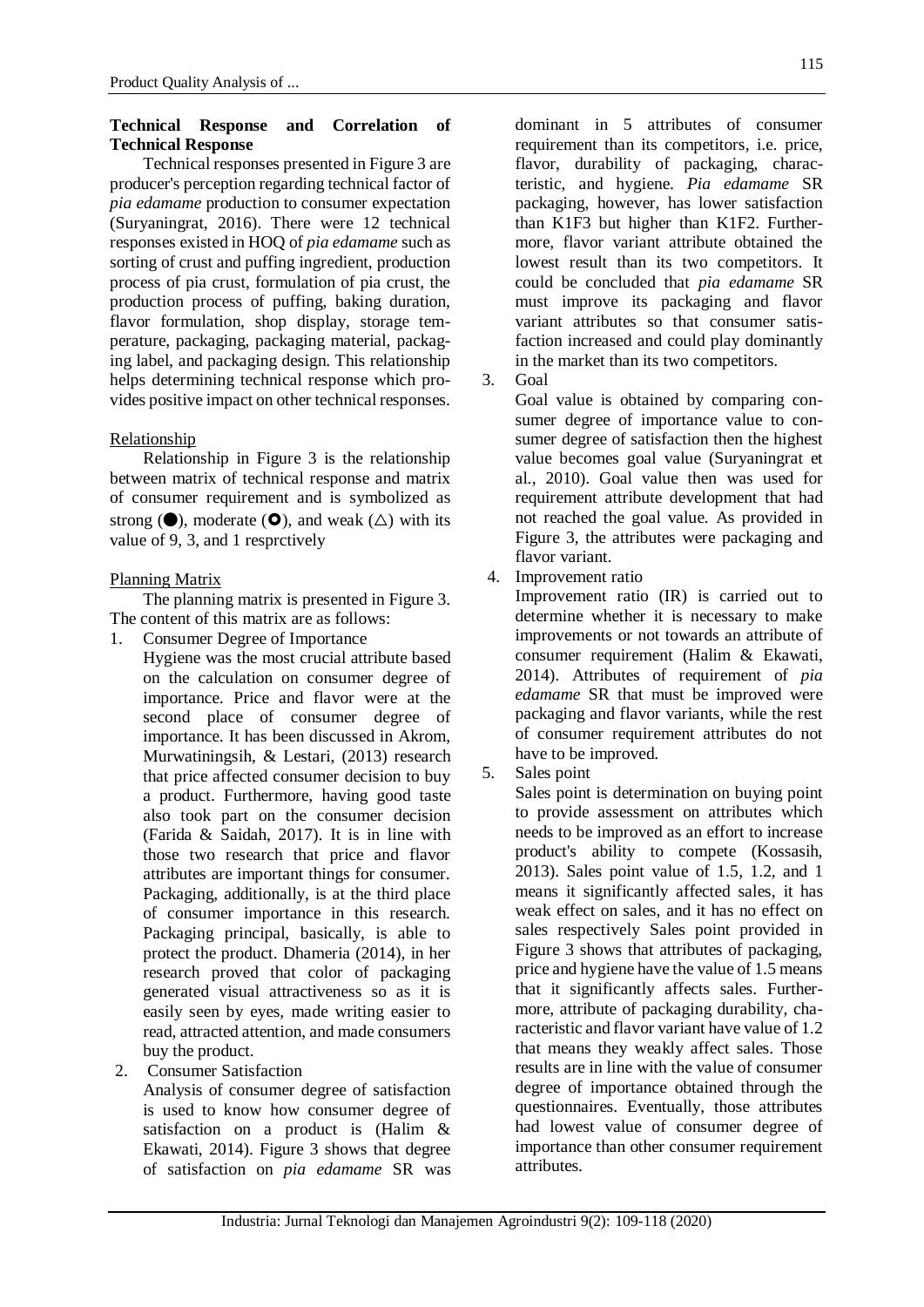**Technical Response and Correlation of Technical Response**

Technical responses presented in Figure 3 are producer's perception regarding technical factor of *pia edamame* production to consumer expectation (Suryaningrat, 2016). There were 12 technical responses existed in HOQ of *pia edamame* such as sorting of crust and puffing ingredient, production process of pia crust, formulation of pia crust, the production process of puffing, baking duration, flavor formulation, shop display, storage temperature, packaging, packaging material, packaging label, and packaging design. This relationship helps determining technical response which provides positive impact on other technical responses.

Relationship

Relationship in Figure 3 is the relationship between matrix of technical response and matrix of consumer requirement and is symbolized as strong (●), moderate (⭘), and weak (△) with its value of 9, 3, and 1 resprctively

Planning Matrix

The planning matrix is presented in Figure 3. The content of this matrix are as follows:

1. Consumer Degree of Importance
   Hygiene was the most crucial attribute based on the calculation on consumer degree of importance. Price and flavor were at the second place of consumer degree of importance. It has been discussed in Akrom, Murwatiningsih, & Lestari, (2013) research that price affected consumer decision to buy a product. Furthermore, having good taste also took part on the consumer decision (Farida & Saidah, 2017). It is in line with those two research that price and flavor attributes are important things for consumer. Packaging, additionally, is at the third place of consumer importance in this research. Packaging principal, basically, is able to protect the product. Dhameria (2014), in her research proved that color of packaging generated visual attractiveness so as it is easily seen by eyes, made writing easier to read, attracted attention, and made consumers buy the product.
2. Consumer Satisfaction
   Analysis of consumer degree of satisfaction is used to know how consumer degree of satisfaction on a product is (Halim & Ekawati, 2014). Figure 3 shows that degree of satisfaction on *pia edamame* SR was dominant in 5 attributes of consumer requirement than its competitors, i.e. price, flavor, durability of packaging, characteristic, and hygiene. *Pia edamame* SR packaging, however, has lower satisfaction than K1F3 but higher than K1F2. Furthermore, flavor variant attribute obtained the lowest result than its two competitors. It could be concluded that *pia edamame* SR must improve its packaging and flavor variant attributes so that consumer satisfaction increased and could play dominantly in the market than its two competitors.
3. Goal
   Goal value is obtained by comparing consumer degree of importance value to consumer degree of satisfaction then the highest value becomes goal value (Suryaningrat et al., 2010). Goal value then was used for requirement attribute development that had not reached the goal value. As provided in Figure 3, the attributes were packaging and flavor variant.
4. Improvement ratio
   Improvement ratio (IR) is carried out to determine whether it is necessary to make improvements or not towards an attribute of consumer requirement (Halim & Ekawati, 2014). Attributes of requirement of *pia edamame* SR that must be improved were packaging and flavor variants, while the rest of consumer requirement attributes do not have to be improved.
5. Sales point
   Sales point is determination on buying point to provide assessment on attributes which needs to be improved as an effort to increase product's ability to compete (Kossasih, 2013). Sales point value of 1.5, 1.2, and 1 means it significantly affected sales, it has weak effect on sales, and it has no effect on sales respectively Sales point provided in Figure 3 shows that attributes of packaging, price and hygiene have the value of 1.5 means that it significantly affects sales. Furthermore, attribute of packaging durability, characteristic and flavor variant have value of 1.2 that means they weakly affect sales. Those results are in line with the value of consumer degree of importance obtained through the questionnaires. Eventually, those attributes had lowest value of consumer degree of importance than other consumer requirement attributes.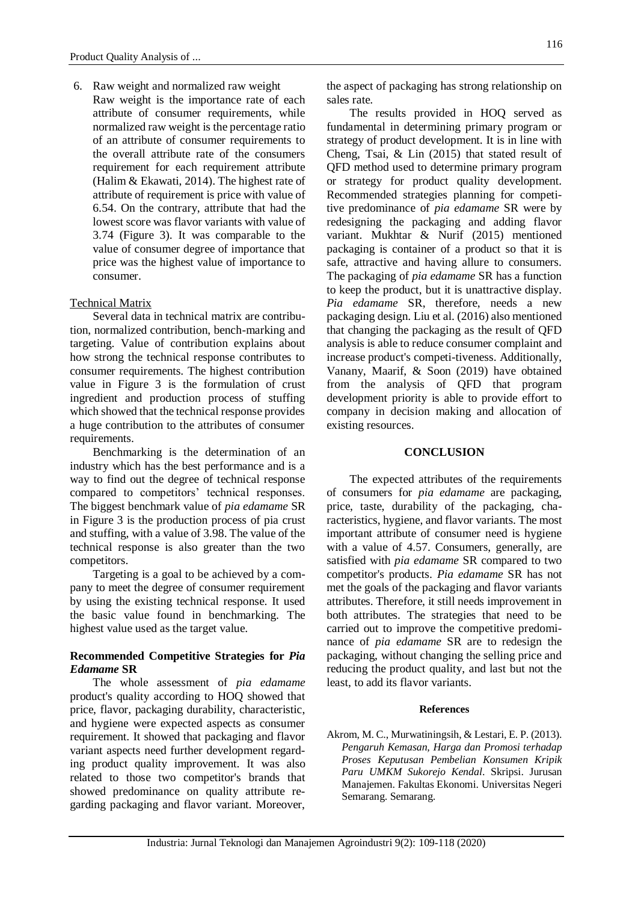6. Raw weight and normalized raw weight
   Raw weight is the importance rate of each attribute of consumer requirements, while normalized raw weight is the percentage ratio of an attribute of consumer requirements to the overall attribute rate of the consumers requirement for each requirement attribute (Halim & Ekawati, 2014). The highest rate of attribute of requirement is price with value of 6.54. On the contrary, attribute that had the lowest score was flavor variants with value of 3.74 (Figure 3). It was comparable to the value of consumer degree of importance that price was the highest value of importance to consumer.

Technical Matrix

Several data in technical matrix are contribution, normalized contribution, bench-marking and targeting. Value of contribution explains about how strong the technical response contributes to consumer requirements. The highest contribution value in Figure 3 is the formulation of crust ingredient and production process of stuffing which showed that the technical response provides a huge contribution to the attributes of consumer requirements.

Benchmarking is the determination of an industry which has the best performance and is a way to find out the degree of technical response compared to competitors' technical responses. The biggest benchmark value of *pia edamame* SR in Figure 3 is the production process of pia crust and stuffing, with a value of 3.98. The value of the technical response is also greater than the two competitors.

Targeting is a goal to be achieved by a company to meet the degree of consumer requirement by using the existing technical response. It used the basic value found in benchmarking. The highest value used as the target value.

### Recommended Competitive Strategies for *Pia Edamame* SR

The whole assessment of *pia edamame* product's quality according to HOQ showed that price, flavor, packaging durability, characteristic, and hygiene were expected aspects as consumer requirement. It showed that packaging and flavor variant aspects need further development regarding product quality improvement. It was also related to those two competitor's brands that showed predominance on quality attribute regarding packaging and flavor variant. Moreover, the aspect of packaging has strong relationship on sales rate.

The results provided in HOQ served as fundamental in determining primary program or strategy of product development. It is in line with Cheng, Tsai, & Lin (2015) that stated result of QFD method used to determine primary program or strategy for product quality development. Recommended strategies planning for competitive predominance of *pia edamame* SR were by redesigning the packaging and adding flavor variant. Mukhtar & Nurif (2015) mentioned packaging is container of a product so that it is safe, attractive and having allure to consumers. The packaging of *pia edamame* SR has a function to keep the product, but it is unattractive display. *Pia edamame* SR, therefore, needs a new packaging design. Liu et al. (2016) also mentioned that changing the packaging as the result of QFD analysis is able to reduce consumer complaint and increase product's competi-tiveness. Additionally, Vanany, Maarif, & Soon (2019) have obtained from the analysis of QFD that program development priority is able to provide effort to company in decision making and allocation of existing resources.

## CONCLUSION

The expected attributes of the requirements of consumers for *pia edamame* are packaging, price, taste, durability of the packaging, characteristics, hygiene, and flavor variants. The most important attribute of consumer need is hygiene with a value of 4.57. Consumers, generally, are satisfied with *pia edamame* SR compared to two competitor's products. *Pia edamame* SR has not met the goals of the packaging and flavor variants attributes. Therefore, it still needs improvement in both attributes. The strategies that need to be carried out to improve the competitive predominance of *pia edamame* SR are to redesign the packaging, without changing the selling price and reducing the product quality, and last but not the least, to add its flavor variants.

#### References

Akrom, M. C., Murwatiningsih, & Lestari, E. P. (2013). *Pengaruh Kemasan, Harga dan Promosi terhadap Proses Keputusan Pembelian Konsumen Kripik Paru UMKM Sukorejo Kendal*. Skripsi. Jurusan Manajemen. Fakultas Ekonomi. Universitas Negeri Semarang. Semarang.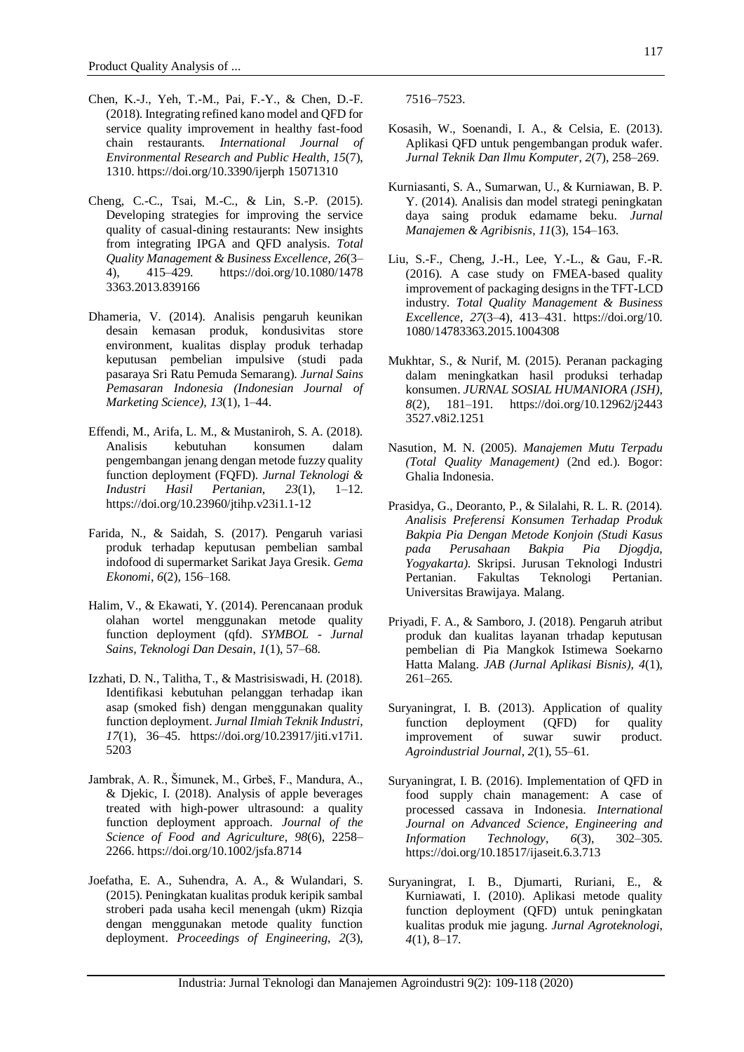Chen, K.-J., Yeh, T.-M., Pai, F.-Y., & Chen, D.-F. (2018). Integrating refined kano model and QFD for service quality improvement in healthy fast-food chain restaurants. *International Journal of Environmental Research and Public Health*, *15*(7), 1310. https://doi.org/10.3390/ijerph 15071310

Cheng, C.-C., Tsai, M.-C., & Lin, S.-P. (2015). Developing strategies for improving the service quality of casual-dining restaurants: New insights from integrating IPGA and QFD analysis. *Total Quality Management & Business Excellence*, *26*(3–4), 415–429. https://doi.org/10.1080/1478 3363.2013.839166

Dhameria, V. (2014). Analisis pengaruh keunikan desain kemasan produk, kondusivitas store environment, kualitas display produk terhadap keputusan pembelian impulsive (studi pada pasaraya Sri Ratu Pemuda Semarang). *Jurnal Sains Pemasaran Indonesia (Indonesian Journal of Marketing Science)*, *13*(1), 1–44.

Effendi, M., Arifa, L. M., & Mustaniroh, S. A. (2018). Analisis kebutuhan konsumen dalam pengembangan jenang dengan metode fuzzy quality function deployment (FQFD). *Jurnal Teknologi & Industri Hasil Pertanian*, *23*(1), 1–12. https://doi.org/10.23960/jtihp.v23i1.1-12

Farida, N., & Saidah, S. (2017). Pengaruh variasi produk terhadap keputusan pembelian sambal indofood di supermarket Sarikat Jaya Gresik. *Gema Ekonomi*, *6*(2), 156–168.

Halim, V., & Ekawati, Y. (2014). Perencanaan produk olahan wortel menggunakan metode quality function deployment (qfd). *SYMBOL - Jurnal Sains, Teknologi Dan Desain*, *1*(1), 57–68.

Izzhati, D. N., Talitha, T., & Mastrisiswadi, H. (2018). Identifikasi kebutuhan pelanggan terhadap ikan asap (smoked fish) dengan menggunakan quality function deployment. *Jurnal Ilmiah Teknik Industri*, *17*(1), 36–45. https://doi.org/10.23917/jiti.v17i1. 5203

Jambrak, A. R., Šimunek, M., Grbeš, F., Mandura, A., & Djekic, I. (2018). Analysis of apple beverages treated with high-power ultrasound: a quality function deployment approach. *Journal of the Science of Food and Agriculture*, *98*(6), 2258–2266. https://doi.org/10.1002/jsfa.8714

Joefatha, E. A., Suhendra, A. A., & Wulandari, S. (2015). Peningkatan kualitas produk keripik sambal stroberi pada usaha kecil menengah (ukm) Rizqia dengan menggunakan metode quality function deployment. *Proceedings of Engineering*, *2*(3), 7516–7523.

Kosasih, W., Soenandi, I. A., & Celsia, E. (2013). Aplikasi QFD untuk pengembangan produk wafer. *Jurnal Teknik Dan Ilmu Komputer*, *2*(7), 258–269.

Kurniasanti, S. A., Sumarwan, U., & Kurniawan, B. P. Y. (2014). Analisis dan model strategi peningkatan daya saing produk edamame beku. *Jurnal Manajemen & Agribisnis*, *11*(3), 154–163.

Liu, S.-F., Cheng, J.-H., Lee, Y.-L., & Gau, F.-R. (2016). A case study on FMEA-based quality improvement of packaging designs in the TFT-LCD industry. *Total Quality Management & Business Excellence*, *27*(3–4), 413–431. https://doi.org/10. 1080/14783363.2015.1004308

Mukhtar, S., & Nurif, M. (2015). Peranan packaging dalam meningkatkan hasil produksi terhadap konsumen. *JURNAL SOSIAL HUMANIORA (JSH)*, *8*(2), 181–191. https://doi.org/10.12962/j2443 3527.v8i2.1251

Nasution, M. N. (2005). *Manajemen Mutu Terpadu (Total Quality Management)* (2nd ed.). Bogor: Ghalia Indonesia.

Prasidya, G., Deoranto, P., & Silalahi, R. L. R. (2014). *Analisis Preferensi Konsumen Terhadap Produk Bakpia Pia Dengan Metode Konjoin (Studi Kasus pada Perusahaan Bakpia Pia Djogdja, Yogyakarta)*. Skripsi. Jurusan Teknologi Industri Pertanian. Fakultas Teknologi Pertanian. Universitas Brawijaya. Malang.

Priyadi, F. A., & Samboro, J. (2018). Pengaruh atribut produk dan kualitas layanan trhadap keputusan pembelian di Pia Mangkok Istimewa Soekarno Hatta Malang. *JAB (Jurnal Aplikasi Bisnis)*, *4*(1), 261–265.

Suryaningrat, I. B. (2013). Application of quality function deployment (QFD) for quality improvement of suwar suwir product. *Agroindustrial Journal*, *2*(1), 55–61.

Suryaningrat, I. B. (2016). Implementation of QFD in food supply chain management: A case of processed cassava in Indonesia. *International Journal on Advanced Science, Engineering and Information Technology*, *6*(3), 302–305. https://doi.org/10.18517/ijaseit.6.3.713

Suryaningrat, I. B., Djumarti, Ruriani, E., & Kurniawati, I. (2010). Aplikasi metode quality function deployment (QFD) untuk peningkatan kualitas produk mie jagung. *Jurnal Agroteknologi*, *4*(1), 8–17.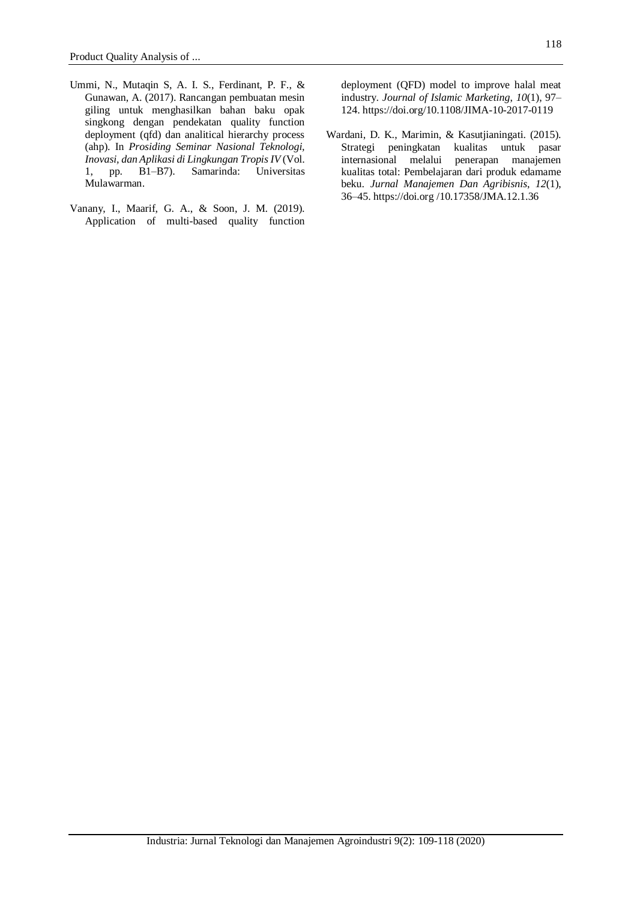Ummi, N., Mutaqin S, A. I. S., Ferdinant, P. F., & Gunawan, A. (2017). Rancangan pembuatan mesin giling untuk menghasilkan bahan baku opak singkong dengan pendekatan quality function deployment (qfd) dan analitical hierarchy process (ahp). In *Prosiding Seminar Nasional Teknologi, Inovasi, dan Aplikasi di Lingkungan Tropis IV* (Vol. 1, pp. B1–B7). Samarinda: Universitas Mulawarman.

Vanany, I., Maarif, G. A., & Soon, J. M. (2019). Application of multi-based quality function deployment (QFD) model to improve halal meat industry. *Journal of Islamic Marketing*, *10*(1), 97–124. https://doi.org/10.1108/JIMA-10-2017-0119

Wardani, D. K., Marimin, & Kasutjianingati. (2015). Strategi peningkatan kualitas untuk pasar internasional melalui penerapan manajemen kualitas total: Pembelajaran dari produk edamame beku. *Jurnal Manajemen Dan Agribisnis*, *12*(1), 36–45. https://doi.org /10.17358/JMA.12.1.36